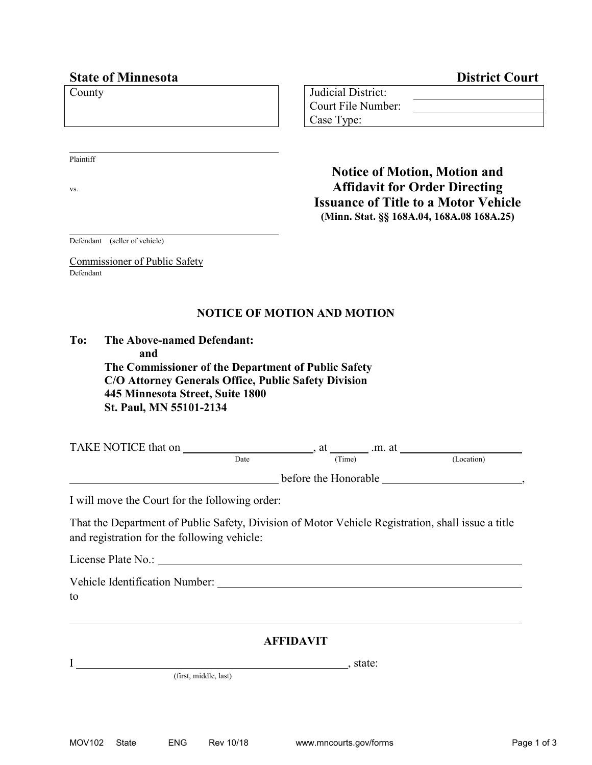**State of Minnesota** **District Court**

| County | Judicial District: ______ |
| --- | --- |
| | Court File Number: ______ |
| | Case Type: |

______________________________
Plaintiff

vs.

______________________________
Defendant (seller of vehicle)

Commissioner of Public Safety
Defendant

## Notice of Motion, Motion and Affidavit for Order Directing Issuance of Title to a Motor Vehicle
**(Minn. Stat. §§ 168A.04, 168A.08 168A.25)**

### NOTICE OF MOTION AND MOTION

**To: The Above-named Defendant:**
**and**
**The Commissioner of the Department of Public Safety**
**C/O Attorney Generals Office, Public Safety Division**
**445 Minnesota Street, Suite 1800**
**St. Paul, MN 55101-2134**

TAKE NOTICE that on ______________ (Date), at ______ (Time) .m. at ______________ (Location)
______________________ before the Honorable ______________________,

I will move the Court for the following order:

That the Department of Public Safety, Division of Motor Vehicle Registration, shall issue a title and registration for the following vehicle:

License Plate No.: ______________________________

Vehicle Identification Number: ______________________________
to

______________________________

### AFFIDAVIT

I ______________________________ (first, middle, last), state:

MOV102 State ENG Rev 10/18 www.mncourts.gov/forms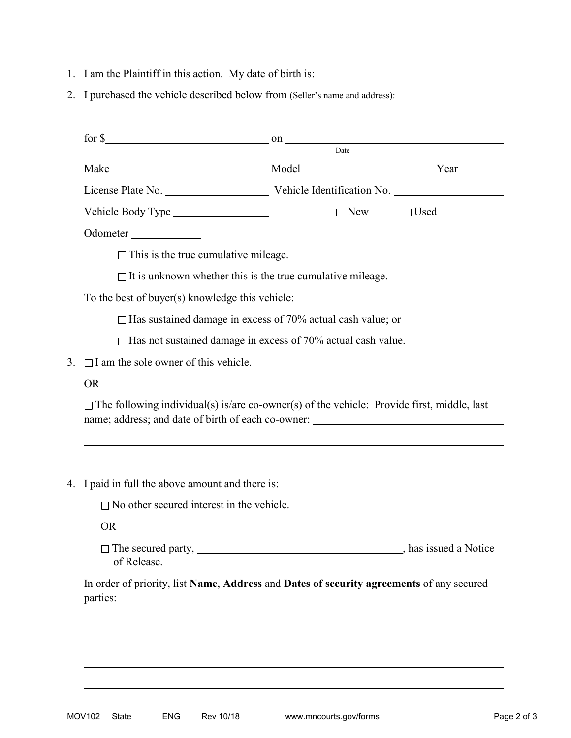1. I am the Plaintiff in this action. My date of birth is: ______________________________

2. I purchased the vehicle described below from (Seller's name and address): ____________________

   ______________________________________________________________________

   for $____________________________ on ______________________________________
   Date

   Make ____________________________ Model ______________________ Year ________

   License Plate No. __________________ Vehicle Identification No. ____________________

   Vehicle Body Type ________________ ☐ New ☐ Used

   Odometer ____________

   ☐ This is the true cumulative mileage.

   ☐ It is unknown whether this is the true cumulative mileage.

   To the best of buyer(s) knowledge this vehicle:

   ☐ Has sustained damage in excess of 70% actual cash value; or

   ☐ Has not sustained damage in excess of 70% actual cash value.

3. ☐ I am the sole owner of this vehicle.

   OR

   ☐ The following individual(s) is/are co-owner(s) of the vehicle: Provide first, middle, last name; address; and date of birth of each co-owner: ______________________________

   ______________________________________________________________________

   ______________________________________________________________________

4. I paid in full the above amount and there is:

   ☐ No other secured interest in the vehicle.

   OR

   ☐ The secured party, ____________________________________, has issued a Notice of Release.

   In order of priority, list **Name**, **Address** and **Dates of security agreements** of any secured parties:

   ______________________________________________________________________

   ______________________________________________________________________

   ______________________________________________________________________

   ______________________________________________________________________

MOV102 State ENG Rev 10/18 www.mncourts.gov/forms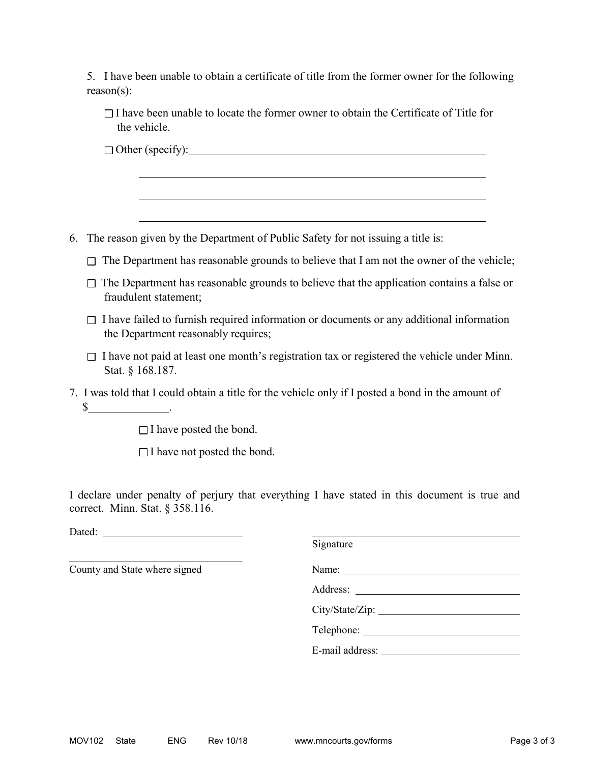5. I have been unable to obtain a certificate of title from the former owner for the following reason(s):

☐ I have been unable to locate the former owner to obtain the Certificate of Title for the vehicle.

☐ Other (specify): ______________________________________________

______________________________________________

______________________________________________

______________________________________________

6. The reason given by the Department of Public Safety for not issuing a title is:

☐ The Department has reasonable grounds to believe that I am not the owner of the vehicle;

☐ The Department has reasonable grounds to believe that the application contains a false or fraudulent statement;

☐ I have failed to furnish required information or documents or any additional information the Department reasonably requires;

☐ I have not paid at least one month's registration tax or registered the vehicle under Minn. Stat. § 168.187.

7. I was told that I could obtain a title for the vehicle only if I posted a bond in the amount of $______________.

☐ I have posted the bond.

☐ I have not posted the bond.

I declare under penalty of perjury that everything I have stated in this document is true and correct. Minn. Stat. § 358.116.

Dated: ___________________________

___________________________
County and State where signed

___________________________
Signature

Name: ___________________________

Address: ___________________________

City/State/Zip: ___________________________

Telephone: ___________________________

E-mail address: ___________________________

MOV102 State ENG Rev 10/18 www.mncourts.gov/forms